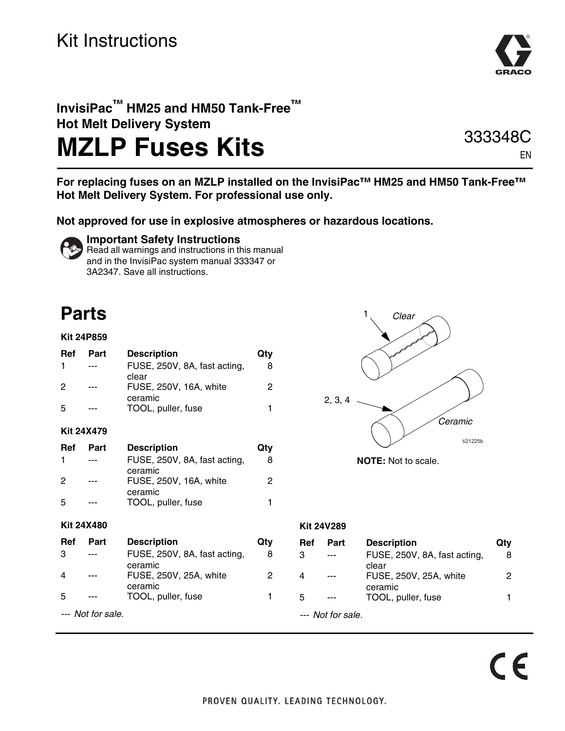Kit Instructions

# InvisiPac™ HM25 and HM50 Tank-Free™ Hot Melt Delivery System

# MZLP Fuses Kits

333348C

EN

**For replacing fuses on an MZLP installed on the InvisiPac™ HM25 and HM50 Tank-Free™ Hot Melt Delivery System. For professional use only.**

**Not approved for use in explosive atmospheres or hazardous locations.**

**Important Safety Instructions**
Read all warnings and instructions in this manual and in the InvisiPac system manual 333347 or 3A2347. Save all instructions.

## Parts

**Kit 24P859**

| Ref | Part | Description | Qty |
|---|---|---|---|
| 1 | --- | FUSE, 250V, 8A, fast acting, clear | 8 |
| 2 | --- | FUSE, 250V, 16A, white ceramic | 2 |
| 5 | --- | TOOL, puller, fuse | 1 |

**Kit 24X479**

| Ref | Part | Description | Qty |
|---|---|---|---|
| 1 | --- | FUSE, 250V, 8A, fast acting, ceramic | 8 |
| 2 | --- | FUSE, 250V, 16A, white ceramic | 2 |
| 5 | --- | TOOL, puller, fuse | 1 |

**Kit 24X480**

| Ref | Part | Description | Qty |
|---|---|---|---|
| 3 | --- | FUSE, 250V, 8A, fast acting, ceramic | 8 |
| 4 | --- | FUSE, 250V, 25A, white ceramic | 2 |
| 5 | --- | TOOL, puller, fuse | 1 |

--- *Not for sale.*

1 Clear

2, 3, 4 Ceramic

ti21225b

**NOTE:** Not to scale.

**Kit 24V289**

| Ref | Part | Description | Qty |
|---|---|---|---|
| 3 | --- | FUSE, 250V, 8A, fast acting, clear | 8 |
| 4 | --- | FUSE, 250V, 25A, white ceramic | 2 |
| 5 | --- | TOOL, puller, fuse | 1 |

--- *Not for sale.*

PROVEN QUALITY. LEADING TECHNOLOGY.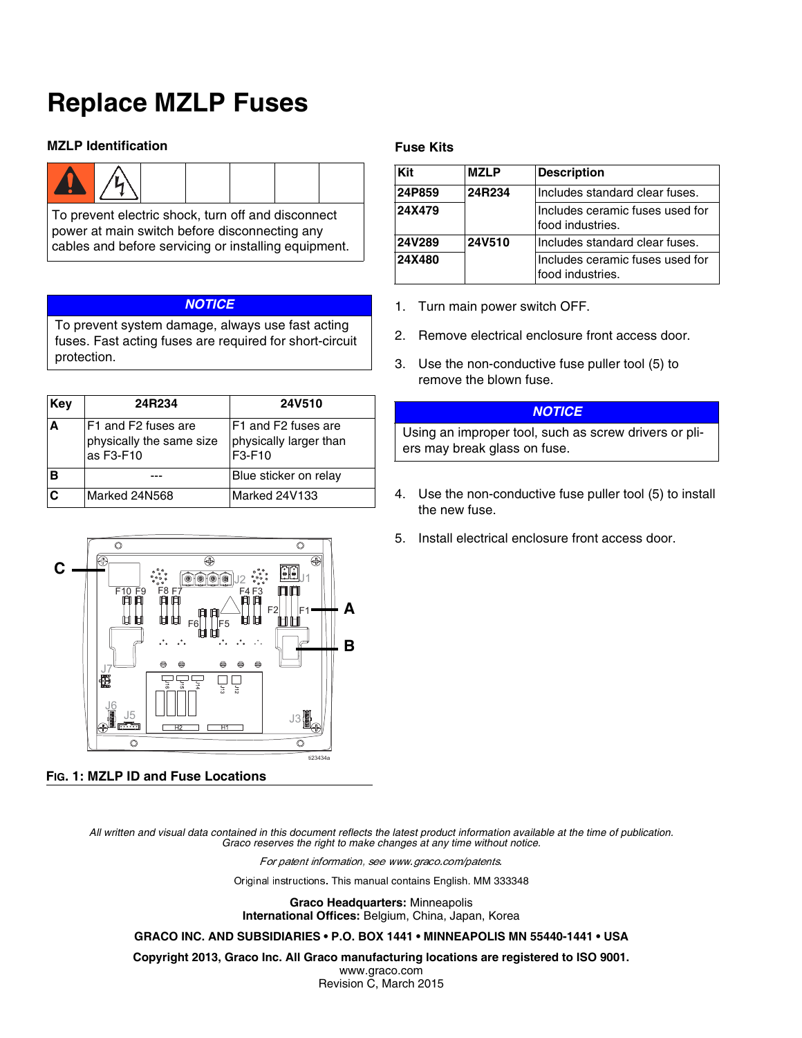# Replace MZLP Fuses

### MZLP Identification

To prevent electric shock, turn off and disconnect power at main switch before disconnecting any cables and before servicing or installing equipment.

**NOTICE**

To prevent system damage, always use fast acting fuses. Fast acting fuses are required for short-circuit protection.

| Key | 24R234 | 24V510 |
|---|---|---|
| A | F1 and F2 fuses are physically the same size as F3-F10 | F1 and F2 fuses are physically larger than F3-F10 |
| B | --- | Blue sticker on relay |
| C | Marked 24N568 | Marked 24V133 |

C
F10 F9
F8 F7
J2
F4 F3
J1
F2
F1
A
F6
F5
B
J7
J6
J5
J3
H2
H1
ti23434a

**FIG. 1: MZLP ID and Fuse Locations**

### Fuse Kits

| Kit | MZLP | Description |
|---|---|---|
| 24P859 | 24R234 | Includes standard clear fuses. |
| 24X479 | | Includes ceramic fuses used for food industries. |
| 24V289 | 24V510 | Includes standard clear fuses. |
| 24X480 | | Includes ceramic fuses used for food industries. |

1. Turn main power switch OFF.
2. Remove electrical enclosure front access door.
3. Use the non-conductive fuse puller tool (5) to remove the blown fuse.

**NOTICE**

Using an improper tool, such as screw drivers or pliers may break glass on fuse.

4. Use the non-conductive fuse puller tool (5) to install the new fuse.
5. Install electrical enclosure front access door.

*All written and visual data contained in this document reflects the latest product information available at the time of publication. Graco reserves the right to make changes at any time without notice.*

*For patent information, see www.graco.com/patents.*

Original instructions. This manual contains English. MM 333348

**Graco Headquarters:** Minneapolis
**International Offices:** Belgium, China, Japan, Korea

**GRACO INC. AND SUBSIDIARIES • P.O. BOX 1441 • MINNEAPOLIS MN 55440-1441 • USA**

**Copyright 2013, Graco Inc. All Graco manufacturing locations are registered to ISO 9001.**
www.graco.com
Revision C, March 2015